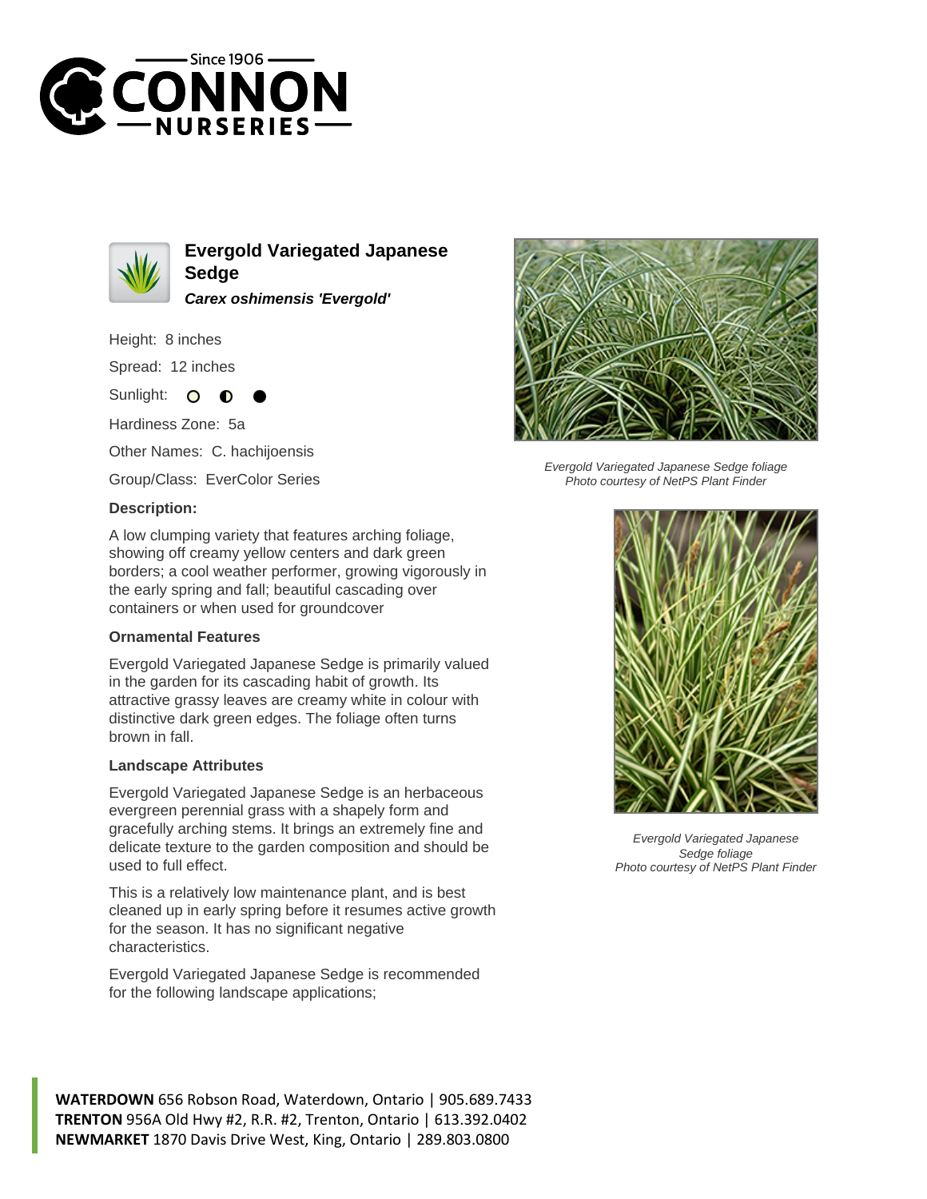# Evergold Variegated Japanese Sedge

***Carex oshimensis 'Evergold'***

Height: 8 inches

Spread: 12 inches

Sunlight: ○ ◐ ●

Hardiness Zone: 5a

Other Names: C. hachijoensis

Group/Class: EverColor Series

### Description:

A low clumping variety that features arching foliage, showing off creamy yellow centers and dark green borders; a cool weather performer, growing vigorously in the early spring and fall; beautiful cascading over containers or when used for groundcover

### Ornamental Features

Evergold Variegated Japanese Sedge is primarily valued in the garden for its cascading habit of growth. Its attractive grassy leaves are creamy white in colour with distinctive dark green edges. The foliage often turns brown in fall.

### Landscape Attributes

Evergold Variegated Japanese Sedge is an herbaceous evergreen perennial grass with a shapely form and gracefully arching stems. It brings an extremely fine and delicate texture to the garden composition and should be used to full effect.

This is a relatively low maintenance plant, and is best cleaned up in early spring before it resumes active growth for the season. It has no significant negative characteristics.

Evergold Variegated Japanese Sedge is recommended for the following landscape applications;

*Evergold Variegated Japanese Sedge foliage*
*Photo courtesy of NetPS Plant Finder*

*Evergold Variegated Japanese Sedge foliage*
*Photo courtesy of NetPS Plant Finder*

**WATERDOWN** 656 Robson Road, Waterdown, Ontario | 905.689.7433
**TRENTON** 956A Old Hwy #2, R.R. #2, Trenton, Ontario | 613.392.0402
**NEWMARKET** 1870 Davis Drive West, King, Ontario | 289.803.0800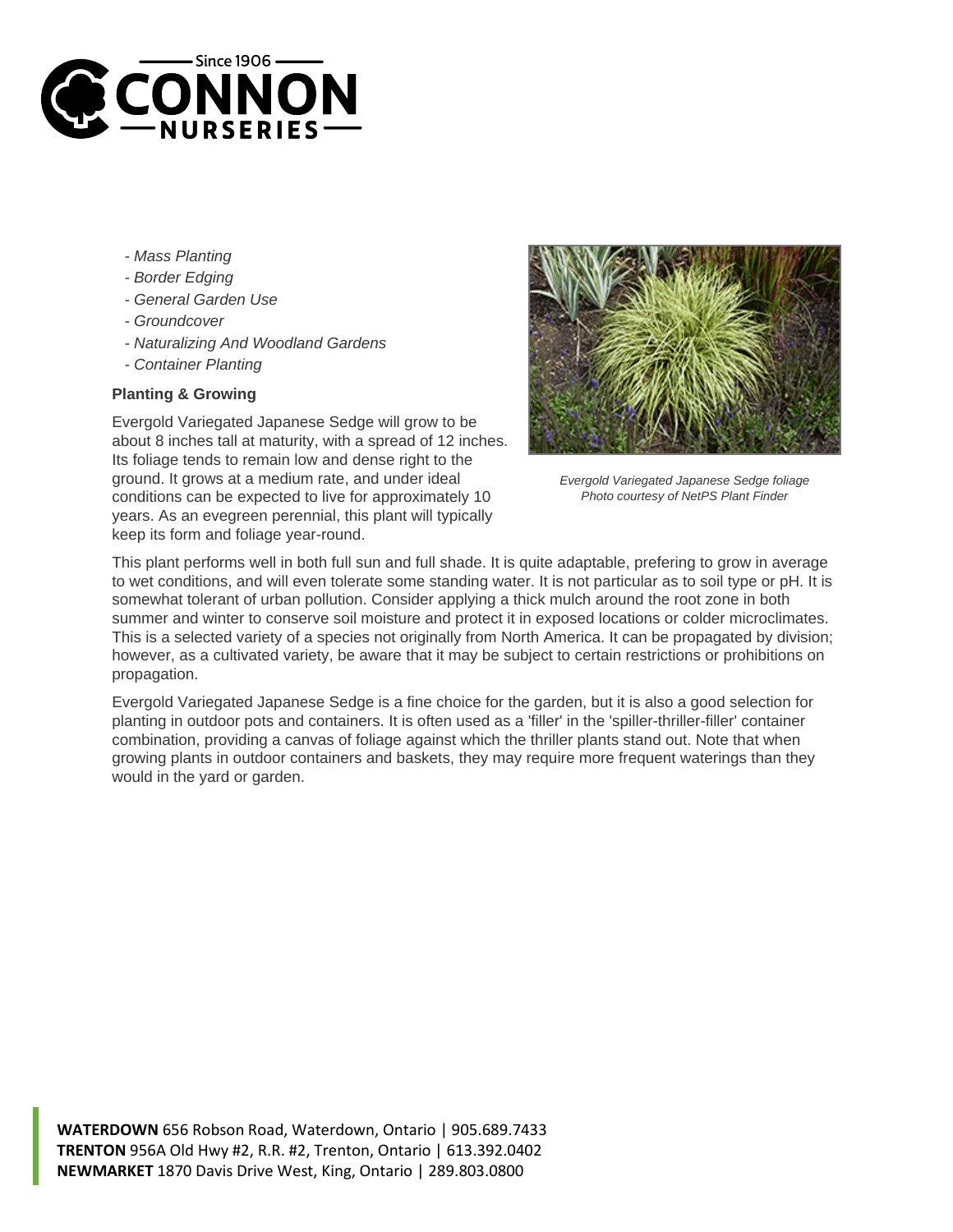- *Mass Planting*
- *Border Edging*
- *General Garden Use*
- *Groundcover*
- *Naturalizing And Woodland Gardens*
- *Container Planting*

**Planting & Growing**

Evergold Variegated Japanese Sedge will grow to be about 8 inches tall at maturity, with a spread of 12 inches. Its foliage tends to remain low and dense right to the ground. It grows at a medium rate, and under ideal conditions can be expected to live for approximately 10 years. As an evegreen perennial, this plant will typically keep its form and foliage year-round.

*Evergold Variegated Japanese Sedge foliage*
*Photo courtesy of NetPS Plant Finder*

This plant performs well in both full sun and full shade. It is quite adaptable, prefering to grow in average to wet conditions, and will even tolerate some standing water. It is not particular as to soil type or pH. It is somewhat tolerant of urban pollution. Consider applying a thick mulch around the root zone in both summer and winter to conserve soil moisture and protect it in exposed locations or colder microclimates. This is a selected variety of a species not originally from North America. It can be propagated by division; however, as a cultivated variety, be aware that it may be subject to certain restrictions or prohibitions on propagation.

Evergold Variegated Japanese Sedge is a fine choice for the garden, but it is also a good selection for planting in outdoor pots and containers. It is often used as a 'filler' in the 'spiller-thriller-filler' container combination, providing a canvas of foliage against which the thriller plants stand out. Note that when growing plants in outdoor containers and baskets, they may require more frequent waterings than they would in the yard or garden.